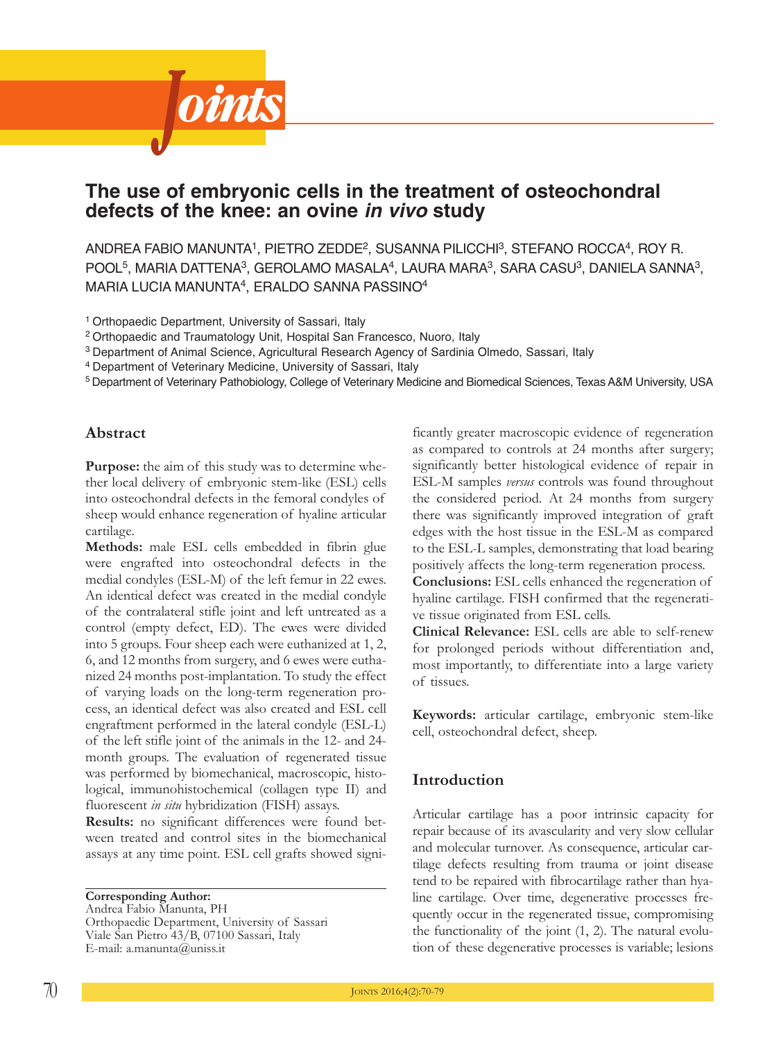# The use of embryonic cells in the treatment of osteochondral defects of the knee: an ovine *in vivo* study

ANDREA FABIO MANUNTA[1], PIETRO ZEDDE[2], SUSANNA PILICCHI[3], STEFANO ROCCA[4], ROY R. POOL[5], MARIA DATTENA[3], GEROLAMO MASALA[4], LAURA MARA[3], SARA CASU[3], DANIELA SANNA[3], MARIA LUCIA MANUNTA[4], ERALDO SANNA PASSINO[4]

[1] Orthopaedic Department, University of Sassari, Italy
[2] Orthopaedic and Traumatology Unit, Hospital San Francesco, Nuoro, Italy
[3] Department of Animal Science, Agricultural Research Agency of Sardinia Olmedo, Sassari, Italy
[4] Department of Veterinary Medicine, University of Sassari, Italy
[5] Department of Veterinary Pathobiology, College of Veterinary Medicine and Biomedical Sciences, Texas A&M University, USA

## Abstract

**Purpose:** the aim of this study was to determine whether local delivery of embryonic stem-like (ESL) cells into osteochondral defects in the femoral condyles of sheep would enhance regeneration of hyaline articular cartilage.

**Methods:** male ESL cells embedded in fibrin glue were engrafted into osteochondral defects in the medial condyles (ESL-M) of the left femur in 22 ewes. An identical defect was created in the medial condyle of the contralateral stifle joint and left untreated as a control (empty defect, ED). The ewes were divided into 5 groups. Four sheep each were euthanized at 1, 2, 6, and 12 months from surgery, and 6 ewes were euthanized 24 months post-implantation. To study the effect of varying loads on the long-term regeneration process, an identical defect was also created and ESL cell engraftment performed in the lateral condyle (ESL-L) of the left stifle joint of the animals in the 12- and 24-month groups. The evaluation of regenerated tissue was performed by biomechanical, macroscopic, histological, immunohistochemical (collagen type II) and fluorescent *in situ* hybridization (FISH) assays.

**Results:** no significant differences were found between treated and control sites in the biomechanical assays at any time point. ESL cell grafts showed significantly greater macroscopic evidence of regeneration as compared to controls at 24 months after surgery; significantly better histological evidence of repair in ESL-M samples *versus* controls was found throughout the considered period. At 24 months from surgery there was significantly improved integration of graft edges with the host tissue in the ESL-M as compared to the ESL-L samples, demonstrating that load bearing positively affects the long-term regeneration process.

**Conclusions:** ESL cells enhanced the regeneration of hyaline cartilage. FISH confirmed that the regenerative tissue originated from ESL cells.

**Clinical Relevance:** ESL cells are able to self-renew for prolonged periods without differentiation and, most importantly, to differentiate into a large variety of tissues.

**Keywords:** articular cartilage, embryonic stem-like cell, osteochondral defect, sheep.

**Corresponding Author:**
Andrea Fabio Manunta, PH
Orthopaedic Department, University of Sassari
Viale San Pietro 43/B, 07100 Sassari, Italy
E-mail: a.manunta@uniss.it

## Introduction

Articular cartilage has a poor intrinsic capacity for repair because of its avascularity and very slow cellular and molecular turnover. As consequence, articular cartilage defects resulting from trauma or joint disease tend to be repaired with fibrocartilage rather than hyaline cartilage. Over time, degenerative processes frequently occur in the regenerated tissue, compromising the functionality of the joint (1, 2). The natural evolution of these degenerative processes is variable; lesions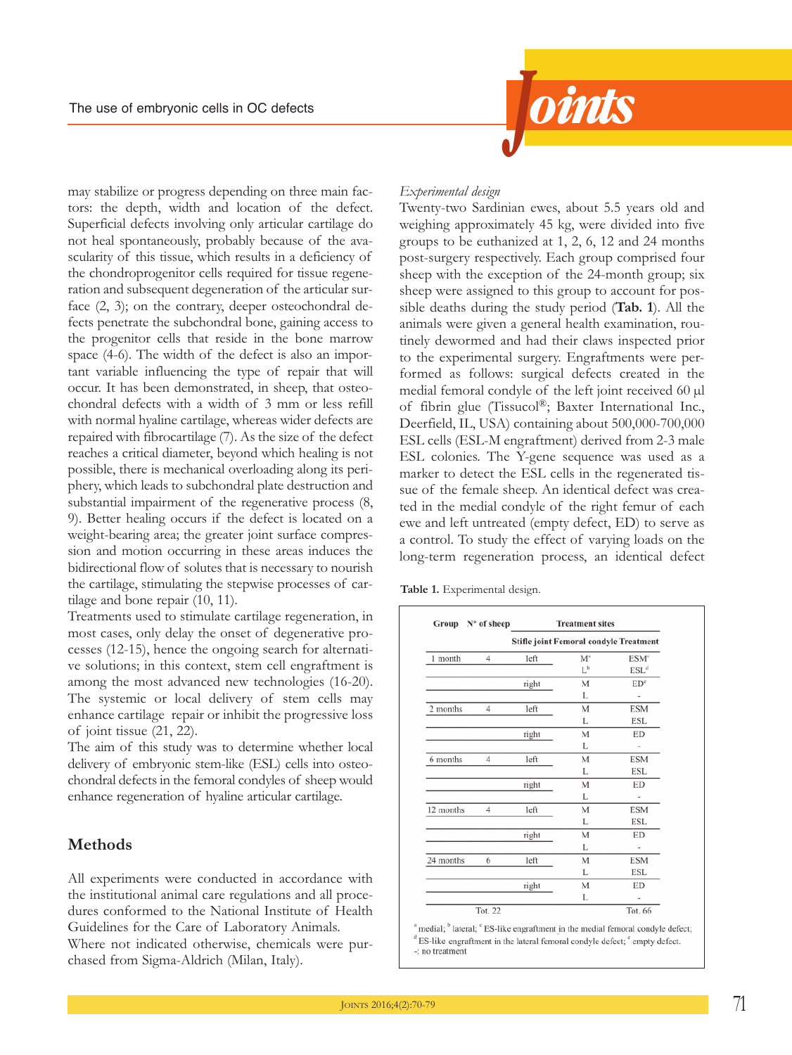may stabilize or progress depending on three main factors: the depth, width and location of the defect. Superficial defects involving only articular cartilage do not heal spontaneously, probably because of the avascularity of this tissue, which results in a deficiency of the chondroprogenitor cells required for tissue regeneration and subsequent degeneration of the articular surface (2, 3); on the contrary, deeper osteochondral defects penetrate the subchondral bone, gaining access to the progenitor cells that reside in the bone marrow space (4-6). The width of the defect is also an important variable influencing the type of repair that will occur. It has been demonstrated, in sheep, that osteochondral defects with a width of 3 mm or less refill with normal hyaline cartilage, whereas wider defects are repaired with fibrocartilage (7). As the size of the defect reaches a critical diameter, beyond which healing is not possible, there is mechanical overloading along its periphery, which leads to subchondral plate destruction and substantial impairment of the regenerative process (8, 9). Better healing occurs if the defect is located on a weight-bearing area; the greater joint surface compression and motion occurring in these areas induces the bidirectional flow of solutes that is necessary to nourish the cartilage, stimulating the stepwise processes of cartilage and bone repair (10, 11).

Treatments used to stimulate cartilage regeneration, in most cases, only delay the onset of degenerative processes (12-15), hence the ongoing search for alternative solutions; in this context, stem cell engraftment is among the most advanced new technologies (16-20). The systemic or local delivery of stem cells may enhance cartilage repair or inhibit the progressive loss of joint tissue (21, 22).

The aim of this study was to determine whether local delivery of embryonic stem-like (ESL) cells into osteochondral defects in the femoral condyles of sheep would enhance regeneration of hyaline articular cartilage.

## Methods

All experiments were conducted in accordance with the institutional animal care regulations and all procedures conformed to the National Institute of Health Guidelines for the Care of Laboratory Animals.

Where not indicated otherwise, chemicals were purchased from Sigma-Aldrich (Milan, Italy).

*Experimental design*

Twenty-two Sardinian ewes, about 5.5 years old and weighing approximately 45 kg, were divided into five groups to be euthanized at 1, 2, 6, 12 and 24 months post-surgery respectively. Each group comprised four sheep with the exception of the 24-month group; six sheep were assigned to this group to account for possible deaths during the study period (**Tab. 1**). All the animals were given a general health examination, routinely dewormed and had their claws inspected prior to the experimental surgery. Engraftments were performed as follows: surgical defects created in the medial femoral condyle of the left joint received 60 μl of fibrin glue (Tissucol®; Baxter International Inc., Deerfield, IL, USA) containing about 500,000-700,000 ESL cells (ESL-M engraftment) derived from 2-3 male ESL colonies. The Y-gene sequence was used as a marker to detect the ESL cells in the regenerated tissue of the female sheep. An identical defect was created in the medial condyle of the right femur of each ewe and left untreated (empty defect, ED) to serve as a control. To study the effect of varying loads on the long-term regeneration process, an identical defect

**Table 1.** Experimental design.

| Group | N° of sheep | Treatment sites | | |
|---|---|---|---|---|
| | | Stifle joint | Femoral condyle | Treatment |
| 1 month | 4 | left | M[a] | ESM[c] |
| | | | L[b] | ESL[d] |
| | | right | M | ED[e] |
| | | | L | - |
| 2 months | 4 | left | M | ESM |
| | | | L | ESL |
| | | right | M | ED |
| | | | L | - |
| 6 months | 4 | left | M | ESM |
| | | | L | ESL |
| | | right | M | ED |
| | | | L | - |
| 12 months | 4 | left | M | ESM |
| | | | L | ESL |
| | | right | M | ED |
| | | | L | - |
| 24 months | 6 | left | M | ESM |
| | | | L | ESL |
| | | right | M | ED |
| | | | L | - |
| | Tot. 22 | | | Tot. 66 |

[a] medial; [b] lateral; [c] ES-like engraftment in the medial femoral condyle defect; [d] ES-like engraftment in the lateral femoral condyle defect; [e] empty defect. -: no treatment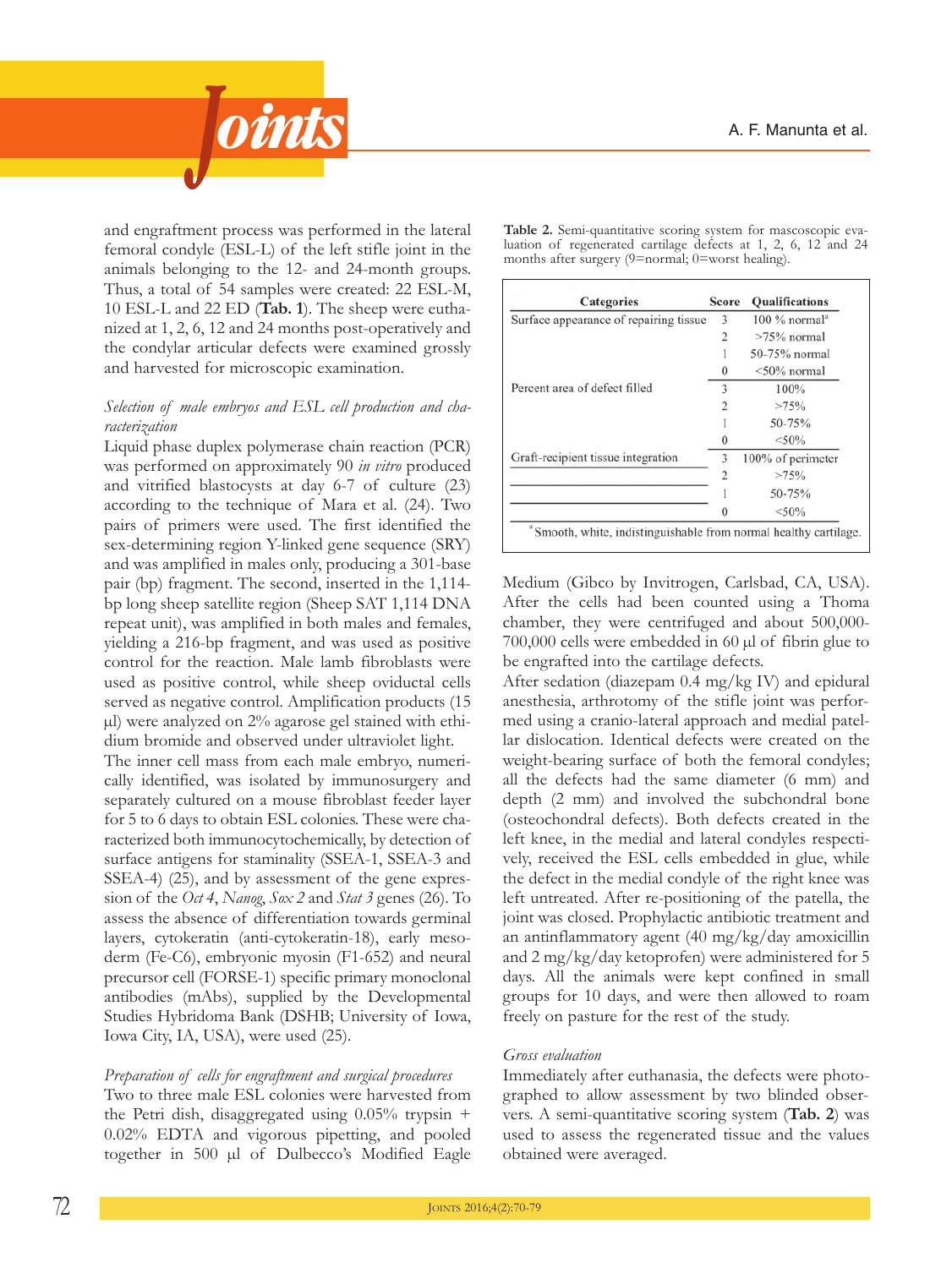and engraftment process was performed in the lateral femoral condyle (ESL-L) of the left stifle joint in the animals belonging to the 12- and 24-month groups. Thus, a total of 54 samples were created: 22 ESL-M, 10 ESL-L and 22 ED (**Tab. 1**). The sheep were euthanized at 1, 2, 6, 12 and 24 months post-operatively and the condylar articular defects were examined grossly and harvested for microscopic examination.

*Selection of male embryos and ESL cell production and characterization*

Liquid phase duplex polymerase chain reaction (PCR) was performed on approximately 90 *in vitro* produced and vitrified blastocysts at day 6-7 of culture (23) according to the technique of Mara et al. (24). Two pairs of primers were used. The first identified the sex-determining region Y-linked gene sequence (SRY) and was amplified in males only, producing a 301-base pair (bp) fragment. The second, inserted in the 1,114-bp long sheep satellite region (Sheep SAT 1,114 DNA repeat unit), was amplified in both males and females, yielding a 216-bp fragment, and was used as positive control for the reaction. Male lamb fibroblasts were used as positive control, while sheep oviductal cells served as negative control. Amplification products (15 µl) were analyzed on 2% agarose gel stained with ethidium bromide and observed under ultraviolet light.

The inner cell mass from each male embryo, numerically identified, was isolated by immunosurgery and separately cultured on a mouse fibroblast feeder layer for 5 to 6 days to obtain ESL colonies. These were characterized both immunocytochemically, by detection of surface antigens for staminality (SSEA-1, SSEA-3 and SSEA-4) (25), and by assessment of the gene expression of the *Oct 4*, *Nanog*, *Sox 2* and *Stat 3* genes (26). To assess the absence of differentiation towards germinal layers, cytokeratin (anti-cytokeratin-18), early mesoderm (Fe-C6), embryonic myosin (F1-652) and neural precursor cell (FORSE-1) specific primary monoclonal antibodies (mAbs), supplied by the Developmental Studies Hybridoma Bank (DSHB; University of Iowa, Iowa City, IA, USA), were used (25).

*Preparation of cells for engraftment and surgical procedures*

Two to three male ESL colonies were harvested from the Petri dish, disaggregated using 0.05% trypsin + 0.02% EDTA and vigorous pipetting, and pooled together in 500 µl of Dulbecco's Modified Eagle Medium (Gibco by Invitrogen, Carlsbad, CA, USA). After the cells had been counted using a Thoma chamber, they were centrifuged and about 500,000-700,000 cells were embedded in 60 µl of fibrin glue to be engrafted into the cartilage defects.

After sedation (diazepam 0.4 mg/kg IV) and epidural anesthesia, arthrotomy of the stifle joint was performed using a cranio-lateral approach and medial patellar dislocation. Identical defects were created on the weight-bearing surface of both the femoral condyles; all the defects had the same diameter (6 mm) and depth (2 mm) and involved the subchondral bone (osteochondral defects). Both defects created in the left knee, in the medial and lateral condyles respectively, received the ESL cells embedded in glue, while the defect in the medial condyle of the right knee was left untreated. After re-positioning of the patella, the joint was closed. Prophylactic antibiotic treatment and an antinflammatory agent (40 mg/kg/day amoxicillin and 2 mg/kg/day ketoprofen) were administered for 5 days. All the animals were kept confined in small groups for 10 days, and were then allowed to roam freely on pasture for the rest of the study.

**Table 2.** Semi-quantitative scoring system for mascoscopic evaluation of regenerated cartilage defects at 1, 2, 6, 12 and 24 months after surgery (9=normal; 0=worst healing).

| Categories | Score | Qualifications |
|---|---|---|
| Surface appearance of repairing tissue | 3 | 100 % normal[a] |
| | 2 | >75% normal |
| | 1 | 50-75% normal |
| | 0 | <50% normal |
| Percent area of defect filled | 3 | 100% |
| | 2 | >75% |
| | 1 | 50-75% |
| | 0 | <50% |
| Graft-recipient tissue integration | 3 | 100% of perimeter |
| | 2 | >75% |
| | 1 | 50-75% |
| | 0 | <50% |

[a] Smooth, white, indistinguishable from normal healthy cartilage.

*Gross evaluation*

Immediately after euthanasia, the defects were photographed to allow assessment by two blinded observers. A semi-quantitative scoring system (**Tab. 2**) was used to assess the regenerated tissue and the values obtained were averaged.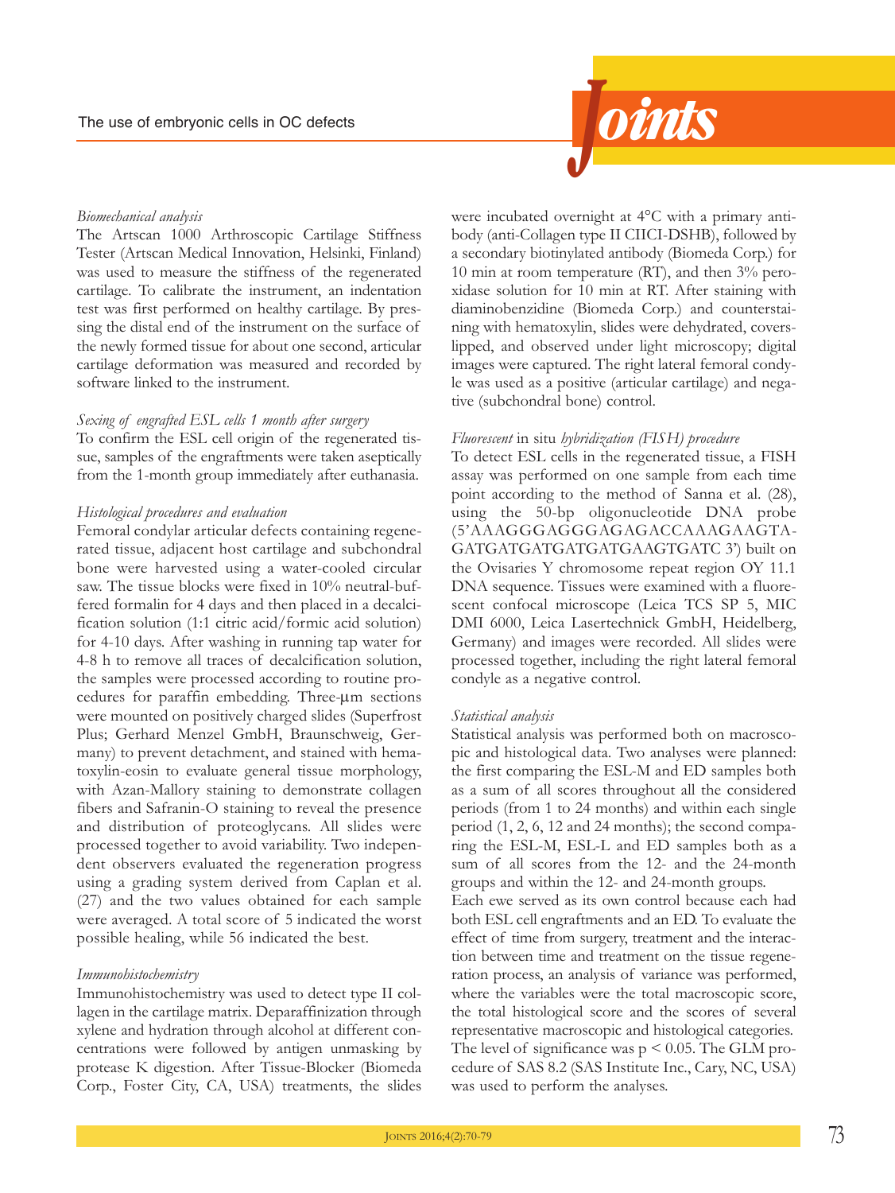*Biomechanical analysis*

The Artscan 1000 Arthroscopic Cartilage Stiffness Tester (Artscan Medical Innovation, Helsinki, Finland) was used to measure the stiffness of the regenerated cartilage. To calibrate the instrument, an indentation test was first performed on healthy cartilage. By pressing the distal end of the instrument on the surface of the newly formed tissue for about one second, articular cartilage deformation was measured and recorded by software linked to the instrument.

*Sexing of engrafted ESL cells 1 month after surgery*

To confirm the ESL cell origin of the regenerated tissue, samples of the engraftments were taken aseptically from the 1-month group immediately after euthanasia.

*Histological procedures and evaluation*

Femoral condylar articular defects containing regenerated tissue, adjacent host cartilage and subchondral bone were harvested using a water-cooled circular saw. The tissue blocks were fixed in 10% neutral-buffered formalin for 4 days and then placed in a decalcification solution (1:1 citric acid/formic acid solution) for 4-10 days. After washing in running tap water for 4-8 h to remove all traces of decalcification solution, the samples were processed according to routine procedures for paraffin embedding. Three-µm sections were mounted on positively charged slides (Superfrost Plus; Gerhard Menzel GmbH, Braunschweig, Germany) to prevent detachment, and stained with hematoxylin-eosin to evaluate general tissue morphology, with Azan-Mallory staining to demonstrate collagen fibers and Safranin-O staining to reveal the presence and distribution of proteoglycans. All slides were processed together to avoid variability. Two independent observers evaluated the regeneration progress using a grading system derived from Caplan et al. (27) and the two values obtained for each sample were averaged. A total score of 5 indicated the worst possible healing, while 56 indicated the best.

*Immunohistochemistry*

Immunohistochemistry was used to detect type II collagen in the cartilage matrix. Deparaffinization through xylene and hydration through alcohol at different concentrations were followed by antigen unmasking by protease K digestion. After Tissue-Blocker (Biomeda Corp., Foster City, CA, USA) treatments, the slides were incubated overnight at 4°C with a primary antibody (anti-Collagen type II CIICI-DSHB), followed by a secondary biotinylated antibody (Biomeda Corp.) for 10 min at room temperature (RT), and then 3% peroxidase solution for 10 min at RT. After staining with diaminobenzidine (Biomeda Corp.) and counterstaining with hematoxylin, slides were dehydrated, coverslipped, and observed under light microscopy; digital images were captured. The right lateral femoral condyle was used as a positive (articular cartilage) and negative (subchondral bone) control.

*Fluorescent* in situ *hybridization (FISH) procedure*

To detect ESL cells in the regenerated tissue, a FISH assay was performed on one sample from each time point according to the method of Sanna et al. (28), using the 50-bp oligonucleotide DNA probe (5'AAAGGGAGGGAGAGACCAAAGAAGTAGATGATGATGATGATGAAGTGATC 3') built on the Ovisaries Y chromosome repeat region OY 11.1 DNA sequence. Tissues were examined with a fluorescent confocal microscope (Leica TCS SP 5, MIC DMI 6000, Leica Lasertechnick GmbH, Heidelberg, Germany) and images were recorded. All slides were processed together, including the right lateral femoral condyle as a negative control.

*Statistical analysis*

Statistical analysis was performed both on macroscopic and histological data. Two analyses were planned: the first comparing the ESL-M and ED samples both as a sum of all scores throughout all the considered periods (from 1 to 24 months) and within each single period (1, 2, 6, 12 and 24 months); the second comparing the ESL-M, ESL-L and ED samples both as a sum of all scores from the 12- and the 24-month groups and within the 12- and 24-month groups.

Each ewe served as its own control because each had both ESL cell engraftments and an ED. To evaluate the effect of time from surgery, treatment and the interaction between time and treatment on the tissue regeneration process, an analysis of variance was performed, where the variables were the total macroscopic score, the total histological score and the scores of several representative macroscopic and histological categories. The level of significance was $p < 0.05$. The GLM procedure of SAS 8.2 (SAS Institute Inc., Cary, NC, USA) was used to perform the analyses.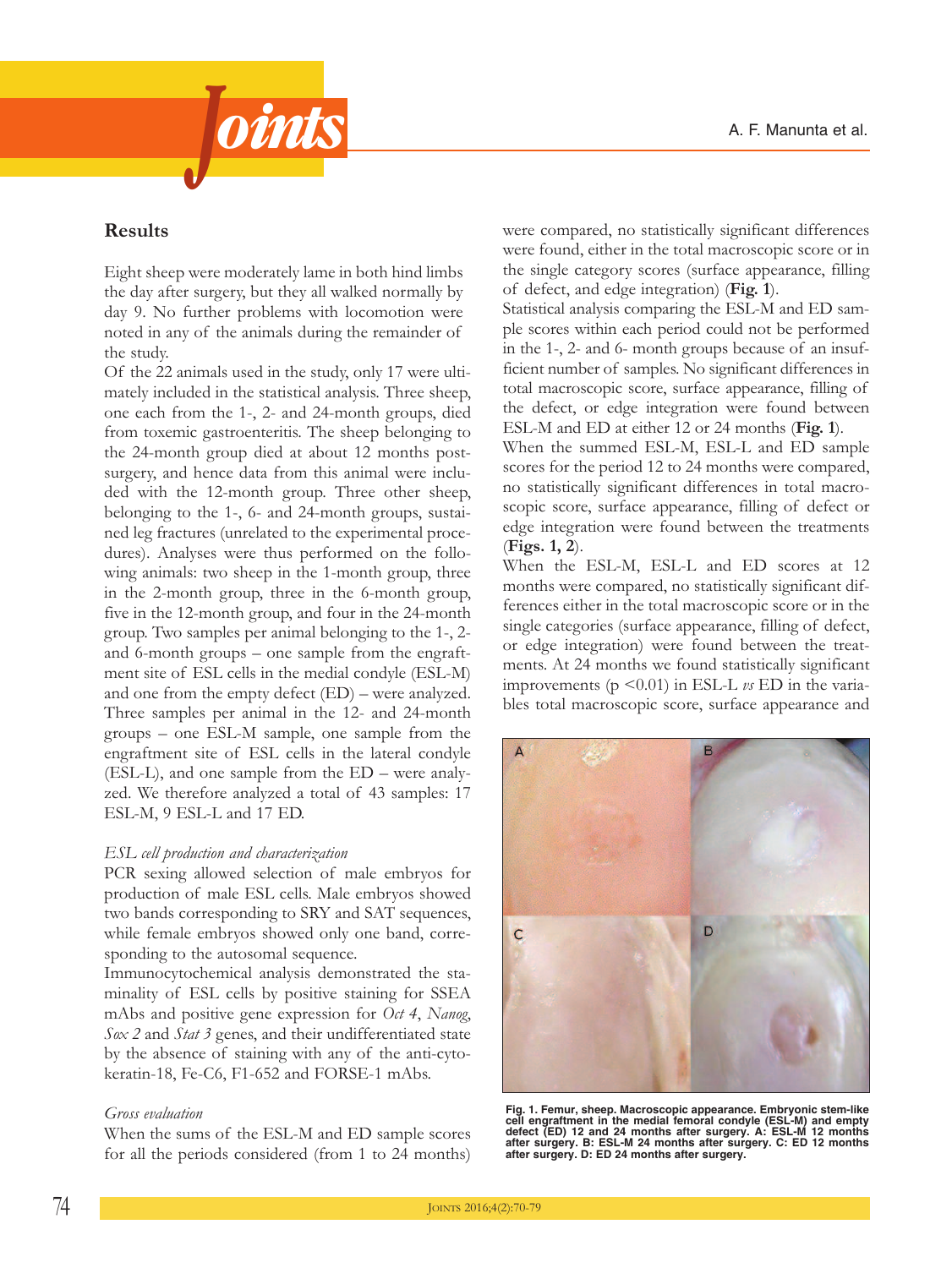## Results

Eight sheep were moderately lame in both hind limbs the day after surgery, but they all walked normally by day 9. No further problems with locomotion were noted in any of the animals during the remainder of the study.

Of the 22 animals used in the study, only 17 were ultimately included in the statistical analysis. Three sheep, one each from the 1-, 2- and 24-month groups, died from toxemic gastroenteritis. The sheep belonging to the 24-month group died at about 12 months post-surgery, and hence data from this animal were included with the 12-month group. Three other sheep, belonging to the 1-, 6- and 24-month groups, sustained leg fractures (unrelated to the experimental procedures). Analyses were thus performed on the following animals: two sheep in the 1-month group, three in the 2-month group, three in the 6-month group, five in the 12-month group, and four in the 24-month group. Two samples per animal belonging to the 1-, 2- and 6-month groups – one sample from the engraftment site of ESL cells in the medial condyle (ESL-M) and one from the empty defect (ED) – were analyzed. Three samples per animal in the 12- and 24-month groups – one ESL-M sample, one sample from the engraftment site of ESL cells in the lateral condyle (ESL-L), and one sample from the ED – were analyzed. We therefore analyzed a total of 43 samples: 17 ESL-M, 9 ESL-L and 17 ED.

### *ESL cell production and characterization*

PCR sexing allowed selection of male embryos for production of male ESL cells. Male embryos showed two bands corresponding to SRY and SAT sequences, while female embryos showed only one band, corresponding to the autosomal sequence.

Immunocytochemical analysis demonstrated the staminality of ESL cells by positive staining for SSEA mAbs and positive gene expression for *Oct 4*, *Nanog*, *Sox 2* and *Stat 3* genes, and their undifferentiated state by the absence of staining with any of the anti-cytokeratin-18, Fe-C6, F1-652 and FORSE-1 mAbs.

### *Gross evaluation*

When the sums of the ESL-M and ED sample scores for all the periods considered (from 1 to 24 months) were compared, no statistically significant differences were found, either in the total macroscopic score or in the single category scores (surface appearance, filling of defect, and edge integration) (**Fig. 1**).

Statistical analysis comparing the ESL-M and ED sample scores within each period could not be performed in the 1-, 2- and 6- month groups because of an insufficient number of samples. No significant differences in total macroscopic score, surface appearance, filling of the defect, or edge integration were found between ESL-M and ED at either 12 or 24 months (**Fig. 1**).

When the summed ESL-M, ESL-L and ED sample scores for the period 12 to 24 months were compared, no statistically significant differences in total macroscopic score, surface appearance, filling of defect or edge integration were found between the treatments (**Figs. 1, 2**).

When the ESL-M, ESL-L and ED scores at 12 months were compared, no statistically significant differences either in the total macroscopic score or in the single categories (surface appearance, filling of defect, or edge integration) were found between the treatments. At 24 months we found statistically significant improvements ($p < 0.01$) in ESL-L *vs* ED in the variables total macroscopic score, surface appearance and

**Fig. 1. Femur, sheep. Macroscopic appearance. Embryonic stem-like cell engraftment in the medial femoral condyle (ESL-M) and empty defect (ED) 12 and 24 months after surgery. A: ESL-M 12 months after surgery. B: ESL-M 24 months after surgery. C: ED 12 months after surgery. D: ED 24 months after surgery.**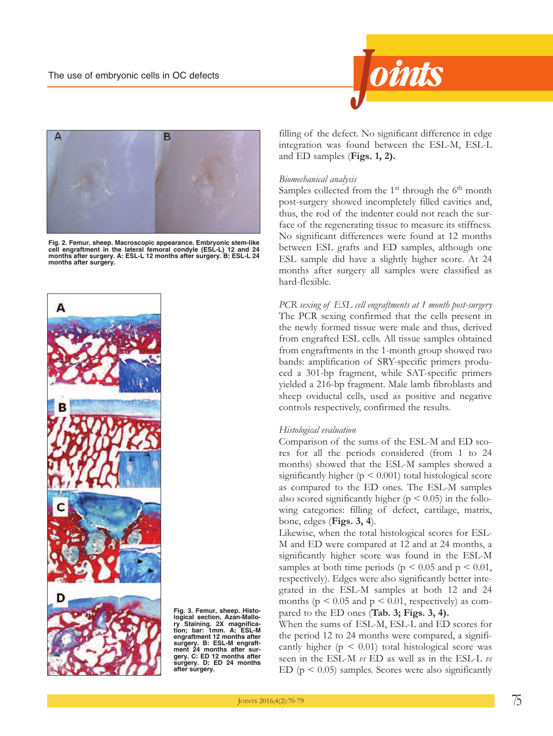filling of the defect. No significant difference in edge integration was found between the ESL-M, ESL-L and ED samples (**Figs. 1, 2).**

Fig. 2. Femur, sheep. Macroscopic appearance. Embryonic stem-like cell engraftment in the lateral femoral condyle (ESL-L) 12 and 24 months after surgery. A: ESL-L 12 months after surgery. B: ESL-L 24 months after surgery.

*Biomechanical analysis*

Samples collected from the 1st through the 6th month post-surgery showed incompletely filled cavities and, thus, the rod of the indenter could not reach the surface of the regenerating tissue to measure its stiffness. No significant differences were found at 12 months between ESL grafts and ED samples, although one ESL sample did have a slightly higher score. At 24 months after surgery all samples were classified as hard-flexible.

*PCR sexing of ESL cell engraftments at 1 month post-surgery*

The PCR sexing confirmed that the cells present in the newly formed tissue were male and thus, derived from engrafted ESL cells. All tissue samples obtained from engraftments in the 1-month group showed two bands: amplification of SRY-specific primers produced a 301-bp fragment, while SAT-specific primers yielded a 216-bp fragment. Male lamb fibroblasts and sheep oviductal cells, used as positive and negative controls respectively, confirmed the results.

*Histological evaluation*

Comparison of the sums of the ESL-M and ED scores for all the periods considered (from 1 to 24 months) showed that the ESL-M samples showed a significantly higher ($p < 0.001$) total histological score as compared to the ED ones. The ESL-M samples also scored significantly higher ($p < 0.05$) in the following categories: filling of defect, cartilage, matrix, bone, edges (**Figs. 3, 4**).

Likewise, when the total histological scores for ESL-M and ED were compared at 12 and at 24 months, a significantly higher score was found in the ESL-M samples at both time periods ($p < 0.05$ and $p < 0.01$, respectively). Edges were also significantly better integrated in the ESL-M samples at both 12 and 24 months ($p < 0.05$ and $p < 0.01$, respectively) as compared to the ED ones (**Tab. 3; Figs. 3, 4).**

When the sums of ESL-M, ESL-L and ED scores for the period 12 to 24 months were compared, a significantly higher ($p < 0.01$) total histological score was seen in the ESL-M *vs* ED as well as in the ESL-L *vs* ED ($p < 0.05$) samples. Scores were also significantly

Fig. 3. Femur, sheep. Histological section, Azan-Mallory Staining. 2X magnification; bar: 1mm. A: ESL-M engraftment 12 months after surgery. B: ESL-M engraftment 24 months after surgery. C: ED 12 months after surgery. D: ED 24 months after surgery.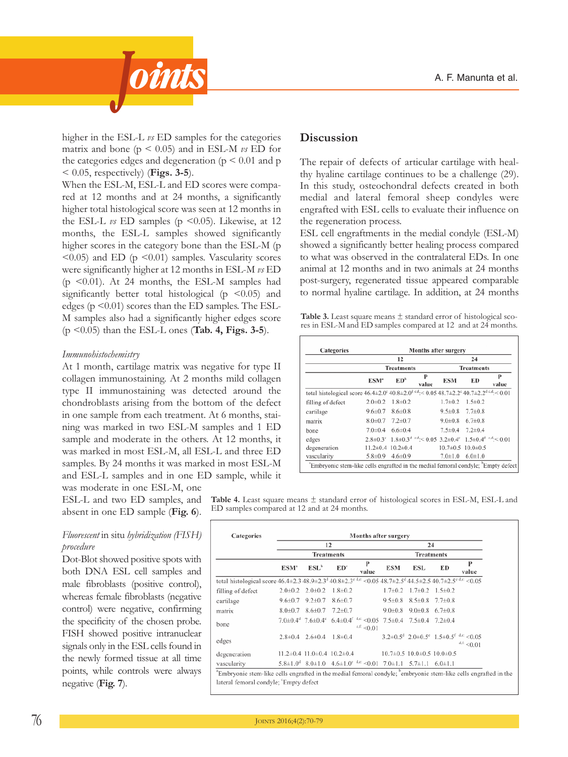higher in the ESL-L *vs* ED samples for the categories matrix and bone ($p < 0.05$) and in ESL-M *vs* ED for the categories edges and degeneration ($p < 0.01$ and $p < 0.05$, respectively) (**Figs. 3-5**).

When the ESL-M, ESL-L and ED scores were compared at 12 months and at 24 months, a significantly higher total histological score was seen at 12 months in the ESL-L *vs* ED samples ($p < 0.05$). Likewise, at 12 months, the ESL-L samples showed significantly higher scores in the category bone than the ESL-M ($p < 0.05$) and ED ($p < 0.01$) samples. Vascularity scores were significantly higher at 12 months in ESL-M *vs* ED ($p < 0.01$). At 24 months, the ESL-M samples had significantly better total histological ($p < 0.05$) and edges ($p < 0.01$) scores than the ED samples. The ESL-M samples also had a significantly higher edges score ($p < 0.05$) than the ESL-L ones (**Tab. 4, Figs. 3-5**).

### *Immunohistochemistry*

At 1 month, cartilage matrix was negative for type II collagen immunostaining. At 2 months mild collagen type II immunostaining was detected around the chondroblasts arising from the bottom of the defect in one sample from each treatment. At 6 months, staining was marked in two ESL-M samples and 1 ED sample and moderate in the others. At 12 months, it was marked in most ESL-M, all ESL-L and three ED samples. By 24 months it was marked in most ESL-M and ESL-L samples and in one ED sample, while it was moderate in one ESL-M, one ESL-L and two ED samples, and absent in one ED sample (**Fig. 6**).

### *Fluorescent* in situ *hybridization (FISH) procedure*

Dot-Blot showed positive spots with both DNA ESL cell samples and male fibroblasts (positive control), whereas female fibroblasts (negative control) were negative, confirming the specificity of the chosen probe. FISH showed positive intranuclear signals only in the ESL cells found in the newly formed tissue at all time points, while controls were always negative (**Fig. 7**).

## Discussion

The repair of defects of articular cartilage with healthy hyaline cartilage continues to be a challenge (29). In this study, osteochondral defects created in both medial and lateral femoral sheep condyles were engrafted with ESL cells to evaluate their influence on the regeneration process.

ESL cell engraftments in the medial condyle (ESL-M) showed a significantly better healing process compared to what was observed in the contralateral EDs. In one animal at 12 months and in two animals at 24 months post-surgery, regenerated tissue appeared comparable to normal hyaline cartilage. In addition, at 24 months

**Table 3.** Least square means ± standard error of histological scores in ESL-M and ED samples compared at 12 and at 24 months.

| Categories | Months after surgery | | | | | |
|---|---|---|---|---|---|---|
| | 12 | | | 24 | | |
| | Treatments | | | Treatments | | |
| | ESM[a] | ED[b] | P value | ESM | ED | P value |
| total histological score | 46.4±2.0[c] | 40.8±2.0[d] | c,d: < 0.05 | 48.7±2.2[c] | 40.7±2.2[d] | c,d: < 0.01 |
| filling of defect | 2.0±0.2 | 1.8±0.2 | | 1.7±0.2 | 1.5±0.2 | |
| cartilage | 9.6±0.7 | 8.6±0.8 | | 9.5±0.8 | 7.7±0.8 | |
| matrix | 8.0±0.7 | 7.2±0.7 | | 9.0±0.8 | 6.7±0.8 | |
| bone | 7.0±0.4 | 6.6±0.4 | | 7.5±0.4 | 7.2±0.4 | |
| edges | 2.8±0.3[c] | 1.8±0.3[d] | c,d: < 0.05 | 3.2±0.4[c] | 1.5±0.4[d] | c,d: < 0.01 |
| degeneration | 11.2±0.4 | 10.2±0.4 | | 10.7±0.5 | 10.0±0.5 | |
| vascularity | 5.8±0.9 | 4.6±0.9 | | 7.0±1.0 | 6.0±1.0 | |

[a]Embryonic stem-like cells engrafted in the medial femoral condyle; [b]Empty defect

**Table 4.** Least square means ± standard error of histological scores in ESL-M, ESL-L and ED samples compared at 12 and at 24 months.

| Categories | Months after surgery | | | | | | | |
|---|---|---|---|---|---|---|---|---|
| | 12 | | | | 24 | | | |
| | Treatments | | | | Treatments | | | |
| | ESM[a] | ESL[b] | ED[c] | P value | ESM | ESL | ED | P value |
| total histological score | 46.4±2.3 | 48.9±2.3[d] | 40.8±2.3[e] | d,e: <0.05 | 48.7±2.5[d] | 44.5±2.5 | 40.7±2.5[e] | d,e: <0.05 |
| filling of defect | 2.0±0.2 | 2.0±0.2 | 1.8±0.2 | | 1.7±0.2 | 1.7±0.2 | 1.5±0.2 | |
| cartilage | 9.6±0.7 | 9.2±0.7 | 8.6±0.7 | | 9.5±0.8 | 8.5±0.8 | 7.7±0.8 | |
| matrix | 8.0±0.7 | 8.6±0.7 | 7.2±0.7 | | 9.0±0.8 | 9.0±0.8 | 6.7±0.8 | |
| bone | 7.0±0.4[d] | 7.6±0.4[e] | 6.4±0.4[f] | d,e: <0.05; e,f: <0.01 | 7.5±0.4 | 7.5±0.4 | 7.2±0.4 | |
| edges | 2.8±0.4 | 2.6±0.4 | 1.8±0.4 | | 3.2±0.5[d] | 2.0±0.5[e] | 1.5±0.5[f] | d,e: <0.05; d,f: <0.01 |
| degeneration | 11.2±0.4 | 11.0±0.4 | 10.2±0.4 | | 10.7±0.5 | 10.0±0.5 | 10.0±0.5 | |
| vascularity | 5.8±1.0[d] | 8.0±1.0 | 4.6±1.0[e] | d,e: <0.01 | 7.0±1.1 | 5.7±1.1 | 6.0±1.1 | |

[a]Embryonic stem-like cells engrafted in the medial femoral condyle; [b]embryonic stem-like cells engrafted in the lateral femoral condyle; [c]Empty defect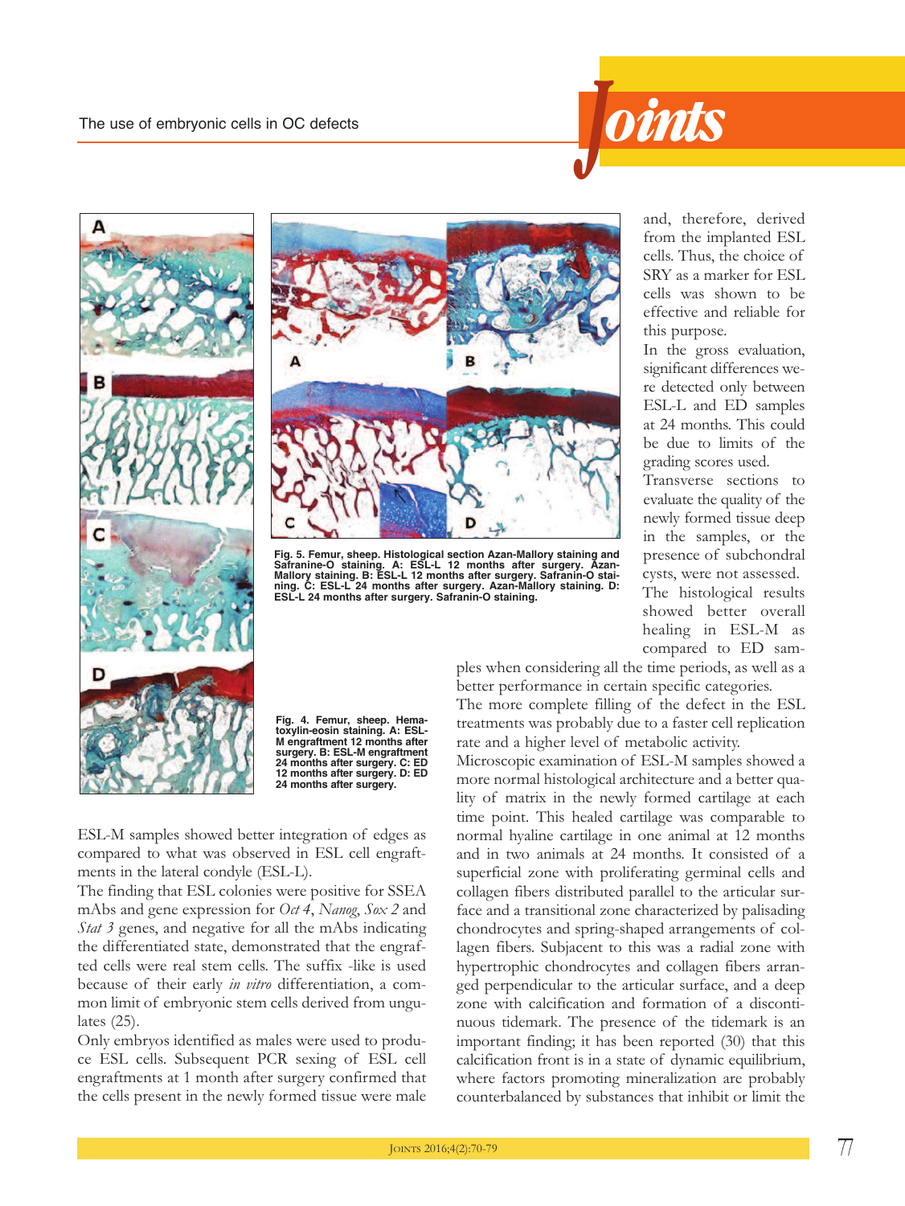Fig. 5. Femur, sheep. Histological section Azan-Mallory staining and Safranine-O staining. A: ESL-L 12 months after surgery. Azan-Mallory staining. B: ESL-L 12 months after surgery. Safranin-O staining. C: ESL-L 24 months after surgery. Azan-Mallory staining. D: ESL-L 24 months after surgery. Safranin-O staining.

Fig. 4. Femur, sheep. Hematoxylin-eosin staining. A: ESL-M engraftment 12 months after surgery. B: ESL-M engraftment 24 months after surgery. C: ED 12 months after surgery. D: ED 24 months after surgery.

ESL-M samples showed better integration of edges as compared to what was observed in ESL cell engraftments in the lateral condyle (ESL-L).

The finding that ESL colonies were positive for SSEA mAbs and gene expression for *Oct 4*, *Nanog*, *Sox 2* and *Stat 3* genes, and negative for all the mAbs indicating the differentiated state, demonstrated that the engrafted cells were real stem cells. The suffix -like is used because of their early *in vitro* differentiation, a common limit of embryonic stem cells derived from ungulates (25).

Only embryos identified as males were used to produce ESL cells. Subsequent PCR sexing of ESL cell engraftments at 1 month after surgery confirmed that the cells present in the newly formed tissue were male and, therefore, derived from the implanted ESL cells. Thus, the choice of SRY as a marker for ESL cells was shown to be effective and reliable for this purpose.

In the gross evaluation, significant differences were detected only between ESL-L and ED samples at 24 months. This could be due to limits of the grading scores used.

Transverse sections to evaluate the quality of the newly formed tissue deep in the samples, or the presence of subchondral cysts, were not assessed.

The histological results showed better overall healing in ESL-M as compared to ED samples when considering all the time periods, as well as a better performance in certain specific categories.

The more complete filling of the defect in the ESL treatments was probably due to a faster cell replication rate and a higher level of metabolic activity.

Microscopic examination of ESL-M samples showed a more normal histological architecture and a better quality of matrix in the newly formed cartilage at each time point. This healed cartilage was comparable to normal hyaline cartilage in one animal at 12 months and in two animals at 24 months. It consisted of a superficial zone with proliferating germinal cells and collagen fibers distributed parallel to the articular surface and a transitional zone characterized by palisading chondrocytes and spring-shaped arrangements of collagen fibers. Subjacent to this was a radial zone with hypertrophic chondrocytes and collagen fibers arranged perpendicular to the articular surface, and a deep zone with calcification and formation of a discontinuous tidemark. The presence of the tidemark is an important finding; it has been reported (30) that this calcification front is in a state of dynamic equilibrium, where factors promoting mineralization are probably counterbalanced by substances that inhibit or limit the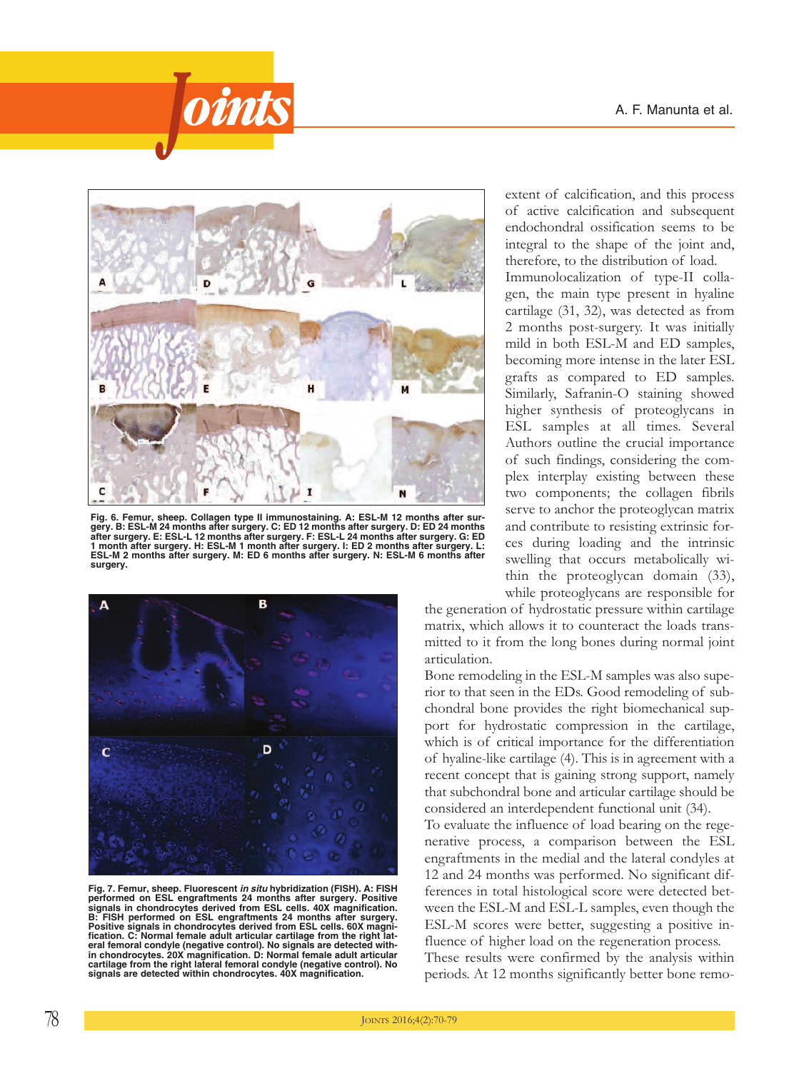Fig. 6. Femur, sheep. Collagen type II immunostaining. A: ESL-M 12 months after surgery. B: ESL-M 24 months after surgery. C: ED 12 months after surgery. D: ED 24 months after surgery. E: ESL-L 12 months after surgery. F: ESL-L 24 months after surgery. G: ED 1 month after surgery. H: ESL-M 1 month after surgery. I: ED 2 months after surgery. L: ESL-M 2 months after surgery. M: ED 6 months after surgery. N: ESL-M 6 months after surgery.

Fig. 7. Femur, sheep. Fluorescent *in situ* hybridization (FISH). A: FISH performed on ESL engraftments 24 months after surgery. Positive signals in chondrocytes derived from ESL cells. 40X magnification. B: FISH performed on ESL engraftments 24 months after surgery. Positive signals in chondrocytes derived from ESL cells. 60X magnification. C: Normal female adult articular cartilage from the right lateral femoral condyle (negative control). No signals are detected within chondrocytes. 20X magnification. D: Normal female adult articular cartilage from the right lateral femoral condyle (negative control). No signals are detected within chondrocytes. 40X magnification.

extent of calcification, and this process of active calcification and subsequent endochondral ossification seems to be integral to the shape of the joint and, therefore, to the distribution of load.

Immunolocalization of type-II collagen, the main type present in hyaline cartilage (31, 32), was detected as from 2 months post-surgery. It was initially mild in both ESL-M and ED samples, becoming more intense in the later ESL grafts as compared to ED samples. Similarly, Safranin-O staining showed higher synthesis of proteoglycans in ESL samples at all times. Several Authors outline the crucial importance of such findings, considering the complex interplay existing between these two components; the collagen fibrils serve to anchor the proteoglycan matrix and contribute to resisting extrinsic forces during loading and the intrinsic swelling that occurs metabolically within the proteoglycan domain (33), while proteoglycans are responsible for the generation of hydrostatic pressure within cartilage matrix, which allows it to counteract the loads transmitted to it from the long bones during normal joint articulation.

Bone remodeling in the ESL-M samples was also superior to that seen in the EDs. Good remodeling of subchondral bone provides the right biomechanical support for hydrostatic compression in the cartilage, which is of critical importance for the differentiation of hyaline-like cartilage (4). This is in agreement with a recent concept that is gaining strong support, namely that subchondral bone and articular cartilage should be considered an interdependent functional unit (34).

To evaluate the influence of load bearing on the regenerative process, a comparison between the ESL engraftments in the medial and the lateral condyles at 12 and 24 months was performed. No significant differences in total histological score were detected between the ESL-M and ESL-L samples, even though the ESL-M scores were better, suggesting a positive influence of higher load on the regeneration process.

These results were confirmed by the analysis within periods. At 12 months significantly better bone remo-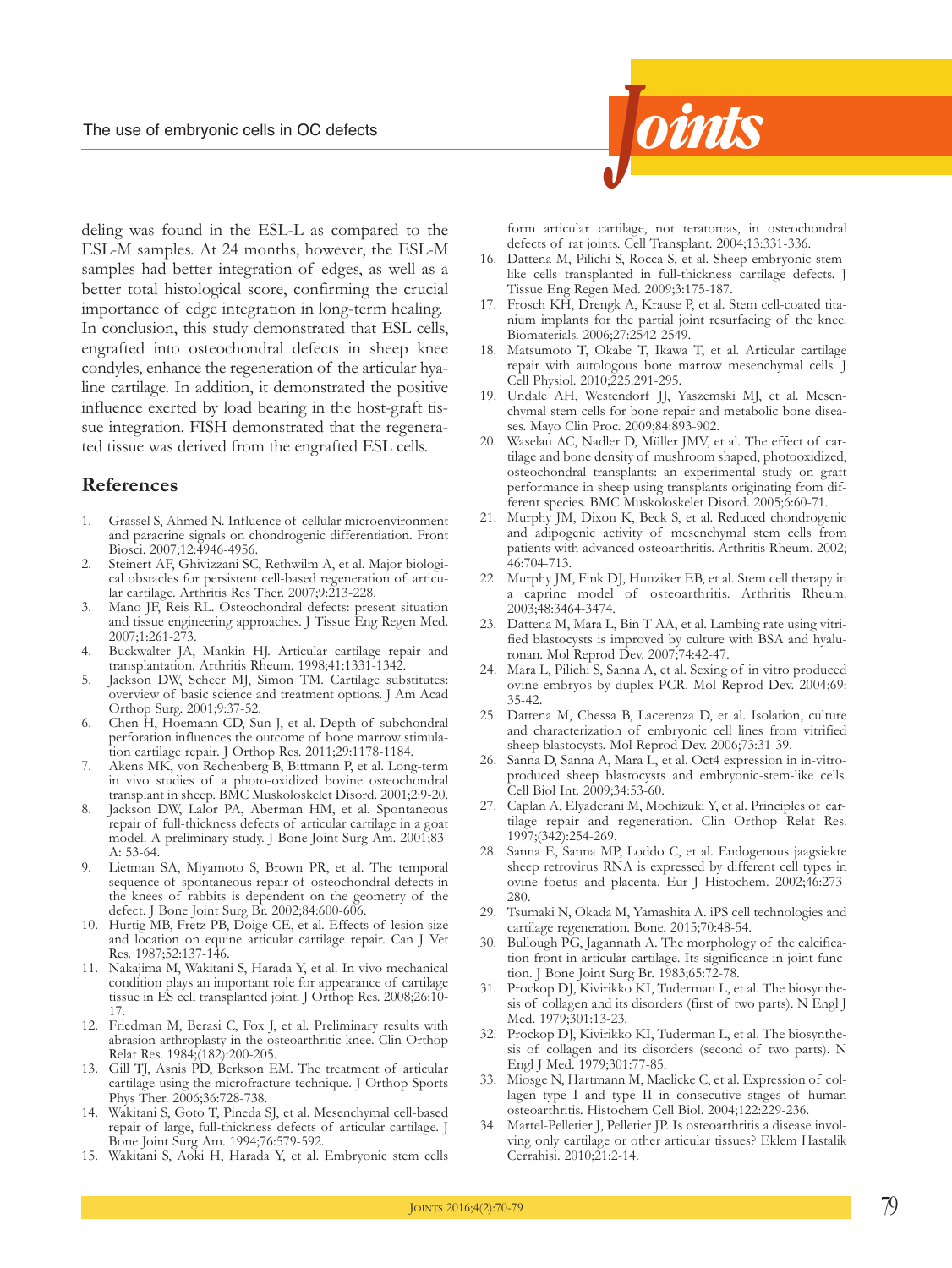deling was found in the ESL-L as compared to the ESL-M samples. At 24 months, however, the ESL-M samples had better integration of edges, as well as a better total histological score, confirming the crucial importance of edge integration in long-term healing. In conclusion, this study demonstrated that ESL cells, engrafted into osteochondral defects in sheep knee condyles, enhance the regeneration of the articular hyaline cartilage. In addition, it demonstrated the positive influence exerted by load bearing in the host-graft tissue integration. FISH demonstrated that the regenerated tissue was derived from the engrafted ESL cells.

## References

1. Grassel S, Ahmed N. Influence of cellular microenvironment and paracrine signals on chondrogenic differentiation. Front Biosci. 2007;12:4946-4956.
2. Steinert AF, Ghivizzani SC, Rethwilm A, et al. Major biological obstacles for persistent cell-based regeneration of articular cartilage. Arthritis Res Ther. 2007;9:213-228.
3. Mano JF, Reis RL. Osteochondral defects: present situation and tissue engineering approaches. J Tissue Eng Regen Med. 2007;1:261-273.
4. Buckwalter JA, Mankin HJ. Articular cartilage repair and transplantation. Arthritis Rheum. 1998;41:1331-1342.
5. Jackson DW, Scheer MJ, Simon TM. Cartilage substitutes: overview of basic science and treatment options. J Am Acad Orthop Surg. 2001;9:37-52.
6. Chen H, Hoemann CD, Sun J, et al. Depth of subchondral perforation influences the outcome of bone marrow stimulation cartilage repair. J Orthop Res. 2011;29:1178-1184.
7. Akens MK, von Rechenberg B, Bittmann P, et al. Long-term in vivo studies of a photo-oxidized bovine osteochondral transplant in sheep. BMC Muskoloskelet Disord. 2001;2:9-20.
8. Jackson DW, Lalor PA, Aberman HM, et al. Spontaneous repair of full-thickness defects of articular cartilage in a goat model. A preliminary study. J Bone Joint Surg Am. 2001;83-A: 53-64.
9. Lietman SA, Miyamoto S, Brown PR, et al. The temporal sequence of spontaneous repair of osteochondral defects in the knees of rabbits is dependent on the geometry of the defect. J Bone Joint Surg Br. 2002;84:600-606.
10. Hurtig MB, Fretz PB, Doige CE, et al. Effects of lesion size and location on equine articular cartilage repair. Can J Vet Res. 1987;52:137-146.
11. Nakajima M, Wakitani S, Harada Y, et al. In vivo mechanical condition plays an important role for appearance of cartilage tissue in ES cell transplanted joint. J Orthop Res. 2008;26:10-17.
12. Friedman M, Berasi C, Fox J, et al. Preliminary results with abrasion arthroplasty in the osteoarthritic knee. Clin Orthop Relat Res. 1984;(182):200-205.
13. Gill TJ, Asnis PD, Berkson EM. The treatment of articular cartilage using the microfracture technique. J Orthop Sports Phys Ther. 2006;36:728-738.
14. Wakitani S, Goto T, Pineda SJ, et al. Mesenchymal cell-based repair of large, full-thickness defects of articular cartilage. J Bone Joint Surg Am. 1994;76:579-592.
15. Wakitani S, Aoki H, Harada Y, et al. Embryonic stem cells form articular cartilage, not teratomas, in osteochondral defects of rat joints. Cell Transplant. 2004;13:331-336.
16. Dattena M, Pilichi S, Rocca S, et al. Sheep embryonic stem-like cells transplanted in full-thickness cartilage defects. J Tissue Eng Regen Med. 2009;3:175-187.
17. Frosch KH, Drengk A, Krause P, et al. Stem cell-coated titanium implants for the partial joint resurfacing of the knee. Biomaterials. 2006;27:2542-2549.
18. Matsumoto T, Okabe T, Ikawa T, et al. Articular cartilage repair with autologous bone marrow mesenchymal cells. J Cell Physiol. 2010;225:291-295.
19. Undale AH, Westendorf JJ, Yaszemski MJ, et al. Mesenchymal stem cells for bone repair and metabolic bone diseases. Mayo Clin Proc. 2009;84:893-902.
20. Waselau AC, Nadler D, Müller JMV, et al. The effect of cartilage and bone density of mushroom shaped, photooxidized, osteochondral transplants: an experimental study on graft performance in sheep using transplants originating from different species. BMC Muskoloskelet Disord. 2005;6:60-71.
21. Murphy JM, Dixon K, Beck S, et al. Reduced chondrogenic and adipogenic activity of mesenchymal stem cells from patients with advanced osteoarthritis. Arthritis Rheum. 2002; 46:704-713.
22. Murphy JM, Fink DJ, Hunziker EB, et al. Stem cell therapy in a caprine model of osteoarthritis. Arthritis Rheum. 2003;48:3464-3474.
23. Dattena M, Mara L, Bin T AA, et al. Lambing rate using vitrified blastocysts is improved by culture with BSA and hyaluronan. Mol Reprod Dev. 2007;74:42-47.
24. Mara L, Pilichi S, Sanna A, et al. Sexing of in vitro produced ovine embryos by duplex PCR. Mol Reprod Dev. 2004;69: 35-42.
25. Dattena M, Chessa B, Lacerenza D, et al. Isolation, culture and characterization of embryonic cell lines from vitrified sheep blastocysts. Mol Reprod Dev. 2006;73:31-39.
26. Sanna D, Sanna A, Mara L, et al. Oct4 expression in in-vitro-produced sheep blastocysts and embryonic-stem-like cells. Cell Biol Int. 2009;34:53-60.
27. Caplan A, Elyaderani M, Mochizuki Y, et al. Principles of cartilage repair and regeneration. Clin Orthop Relat Res. 1997;(342):254-269.
28. Sanna E, Sanna MP, Loddo C, et al. Endogenous jaagsiekte sheep retrovirus RNA is expressed by different cell types in ovine foetus and placenta. Eur J Histochem. 2002;46:273-280.
29. Tsumaki N, Okada M, Yamashita A. iPS cell technologies and cartilage regeneration. Bone. 2015;70:48-54.
30. Bullough PG, Jagannath A. The morphology of the calcification front in articular cartilage. Its significance in joint function. J Bone Joint Surg Br. 1983;65:72-78.
31. Prockop DJ, Kivirikko KI, Tuderman L, et al. The biosynthesis of collagen and its disorders (first of two parts). N Engl J Med. 1979;301:13-23.
32. Prockop DJ, Kivirikko KI, Tuderman L, et al. The biosynthesis of collagen and its disorders (second of two parts). N Engl J Med. 1979;301:77-85.
33. Miosge N, Hartmann M, Maelicke C, et al. Expression of collagen type I and type II in consecutive stages of human osteoarthritis. Histochem Cell Biol. 2004;122:229-236.
34. Martel-Pelletier J, Pelletier JP. Is osteoarthritis a disease involving only cartilage or other articular tissues? Eklem Hastalik Cerrahisi. 2010;21:2-14.